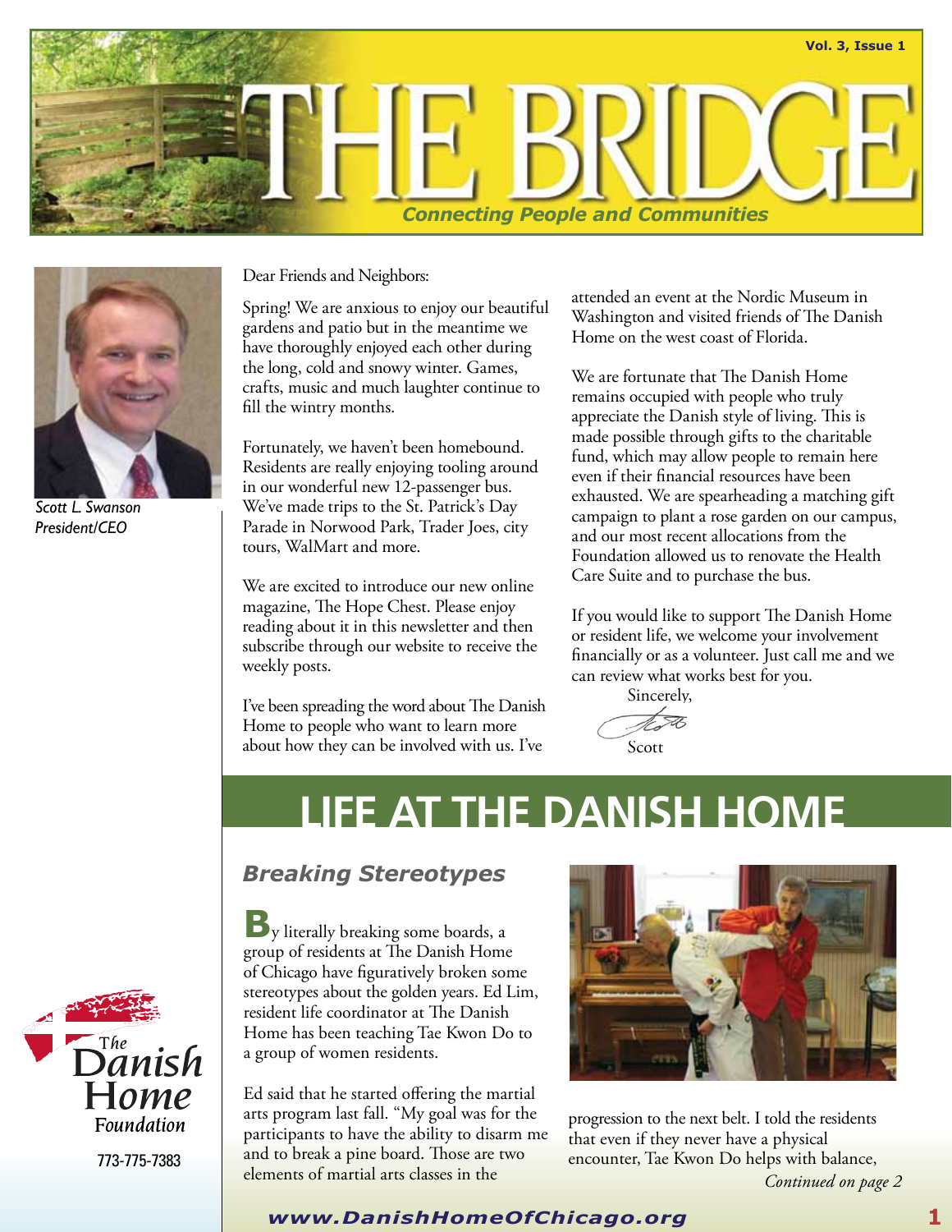# THE BRIDGE

*Connecting People and Communities*

Vol. 3, Issue 1

*Scott L. Swanson*
*President/CEO*

Dear Friends and Neighbors:

Spring! We are anxious to enjoy our beautiful gardens and patio but in the meantime we have thoroughly enjoyed each other during the long, cold and snowy winter. Games, crafts, music and much laughter continue to fill the wintry months.

Fortunately, we haven't been homebound. Residents are really enjoying tooling around in our wonderful new 12-passenger bus. We've made trips to the St. Patrick's Day Parade in Norwood Park, Trader Joes, city tours, WalMart and more.

We are excited to introduce our new online magazine, The Hope Chest. Please enjoy reading about it in this newsletter and then subscribe through our website to receive the weekly posts.

I've been spreading the word about The Danish Home to people who want to learn more about how they can be involved with us. I've attended an event at the Nordic Museum in Washington and visited friends of The Danish Home on the west coast of Florida.

We are fortunate that The Danish Home remains occupied with people who truly appreciate the Danish style of living. This is made possible through gifts to the charitable fund, which may allow people to remain here even if their financial resources have been exhausted. We are spearheading a matching gift campaign to plant a rose garden on our campus, and our most recent allocations from the Foundation allowed us to renovate the Health Care Suite and to purchase the bus.

If you would like to support The Danish Home or resident life, we welcome your involvement financially or as a volunteer. Just call me and we can review what works best for you.

Sincerely,

Scott

The Danish Home Foundation
773-775-7383

## LIFE AT THE DANISH HOME

### *Breaking Stereotypes*

By literally breaking some boards, a group of residents at The Danish Home of Chicago have figuratively broken some stereotypes about the golden years. Ed Lim, resident life coordinator at The Danish Home has been teaching Tae Kwon Do to a group of women residents.

Ed said that he started offering the martial arts program last fall. "My goal was for the participants to have the ability to disarm me and to break a pine board. Those are two elements of martial arts classes in the progression to the next belt. I told the residents that even if they never have a physical encounter, Tae Kwon Do helps with balance,

*Continued on page 2*

www.DanishHomeOfChicago.org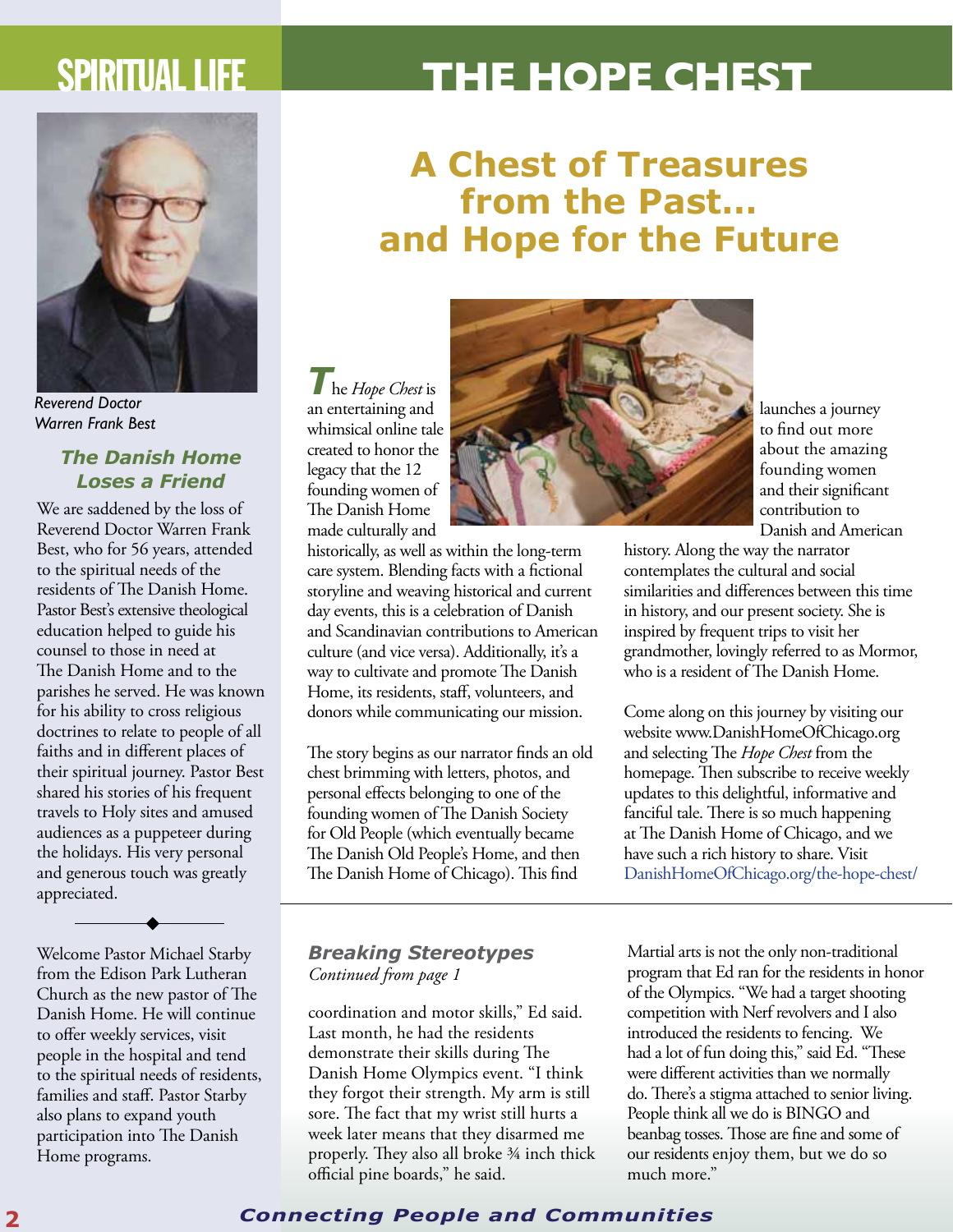# SPIRITUAL LIFE

*Reverend Doctor Warren Frank Best*

### The Danish Home Loses a Friend

We are saddened by the loss of Reverend Doctor Warren Frank Best, who for 56 years, attended to the spiritual needs of the residents of The Danish Home. Pastor Best's extensive theological education helped to guide his counsel to those in need at The Danish Home and to the parishes he served. He was known for his ability to cross religious doctrines to relate to people of all faiths and in different places of their spiritual journey. Pastor Best shared his stories of his frequent travels to Holy sites and amused audiences as a puppeteer during the holidays. His very personal and generous touch was greatly appreciated.

---

Welcome Pastor Michael Starby from the Edison Park Lutheran Church as the new pastor of The Danish Home. He will continue to offer weekly services, visit people in the hospital and tend to the spiritual needs of residents, families and staff. Pastor Starby also plans to expand youth participation into The Danish Home programs.

# THE HOPE CHEST

## A Chest of Treasures from the Past… and Hope for the Future

The *Hope Chest* is an entertaining and whimsical online tale created to honor the legacy that the 12 founding women of The Danish Home made culturally and historically, as well as within the long-term care system. Blending facts with a fictional storyline and weaving historical and current day events, this is a celebration of Danish and Scandinavian contributions to American culture (and vice versa). Additionally, it's a way to cultivate and promote The Danish Home, its residents, staff, volunteers, and donors while communicating our mission.

The story begins as our narrator finds an old chest brimming with letters, photos, and personal effects belonging to one of the founding women of The Danish Society for Old People (which eventually became The Danish Old People's Home, and then The Danish Home of Chicago). This find launches a journey to find out more about the amazing founding women and their significant contribution to Danish and American history. Along the way the narrator contemplates the cultural and social similarities and differences between this time in history, and our present society. She is inspired by frequent trips to visit her grandmother, lovingly referred to as Mormor, who is a resident of The Danish Home.

Come along on this journey by visiting our website www.DanishHomeOfChicago.org and selecting The *Hope Chest* from the homepage. Then subscribe to receive weekly updates to this delightful, informative and fanciful tale. There is so much happening at The Danish Home of Chicago, and we have such a rich history to share. Visit DanishHomeOfChicago.org/the-hope-chest/

---

### Breaking Stereotypes

*Continued from page 1*

coordination and motor skills," Ed said. Last month, he had the residents demonstrate their skills during The Danish Home Olympics event. "I think they forgot their strength. My arm is still sore. The fact that my wrist still hurts a week later means that they disarmed me properly. They also broke ¾ inch thick official pine boards," he said.

Martial arts is not the only non-traditional program that Ed ran for the residents in honor of the Olympics. "We had a target shooting competition with Nerf revolvers and I also introduced the residents to fencing. We had a lot of fun doing this," said Ed. "These were different activities than we normally do. There's a stigma attached to senior living. People think all we do is BINGO and beanbag tosses. Those are fine and some of our residents enjoy them, but we do so much more."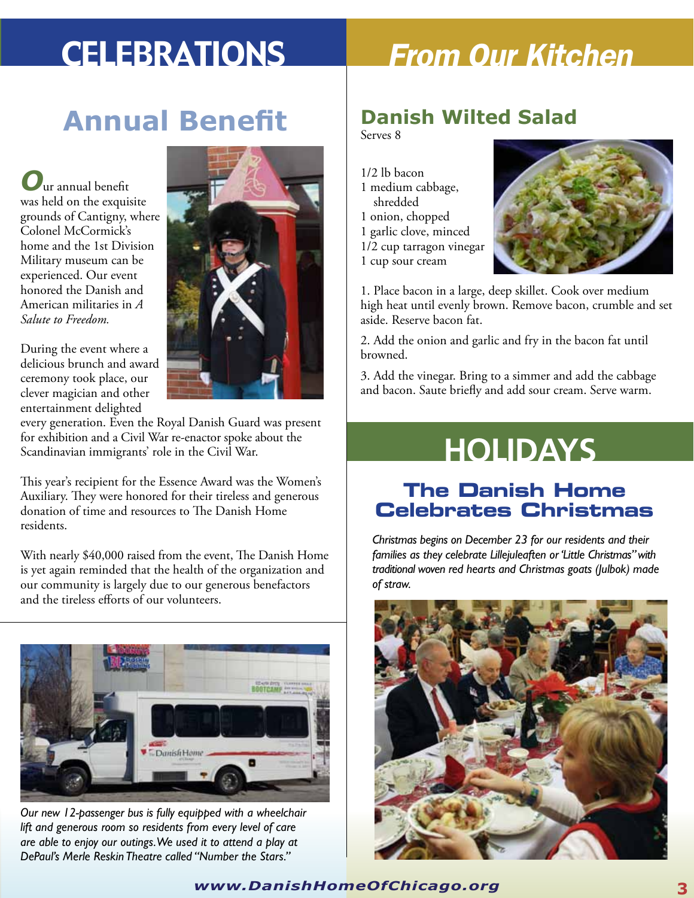# CELEBRATIONS

## Annual Benefit

Our annual benefit was held on the exquisite grounds of Cantigny, where Colonel McCormick's home and the 1st Division Military museum can be experienced. Our event honored the Danish and American militaries in *A Salute to Freedom.*

During the event where a delicious brunch and award ceremony took place, our clever magician and other entertainment delighted every generation. Even the Royal Danish Guard was present for exhibition and a Civil War re-enactor spoke about the Scandinavian immigrants' role in the Civil War.

This year's recipient for the Essence Award was the Women's Auxiliary. They were honored for their tireless and generous donation of time and resources to The Danish Home residents.

With nearly $40,000 raised from the event, The Danish Home is yet again reminded that the health of the organization and our community is largely due to our generous benefactors and the tireless efforts of our volunteers.

*Our new 12-passenger bus is fully equipped with a wheelchair lift and generous room so residents from every level of care are able to enjoy our outings. We used it to attend a play at DePaul's Merle Reskin Theatre called "Number the Stars."*

# From Our Kitchen

## Danish Wilted Salad

Serves 8

- 1/2 lb bacon
- 1 medium cabbage, shredded
- 1 onion, chopped
- 1 garlic clove, minced
- 1/2 cup tarragon vinegar
- 1 cup sour cream

1. Place bacon in a large, deep skillet. Cook over medium high heat until evenly brown. Remove bacon, crumble and set aside. Reserve bacon fat.
2. Add the onion and garlic and fry in the bacon fat until browned.
3. Add the vinegar. Bring to a simmer and add the cabbage and bacon. Saute briefly and add sour cream. Serve warm.

# HOLIDAYS

## The Danish Home Celebrates Christmas

*Christmas begins on December 23 for our residents and their families as they celebrate Lillejuleaften or 'Little Christmas" with traditional woven red hearts and Christmas goats (Julbok) made of straw.*

www.DanishHomeOfChicago.org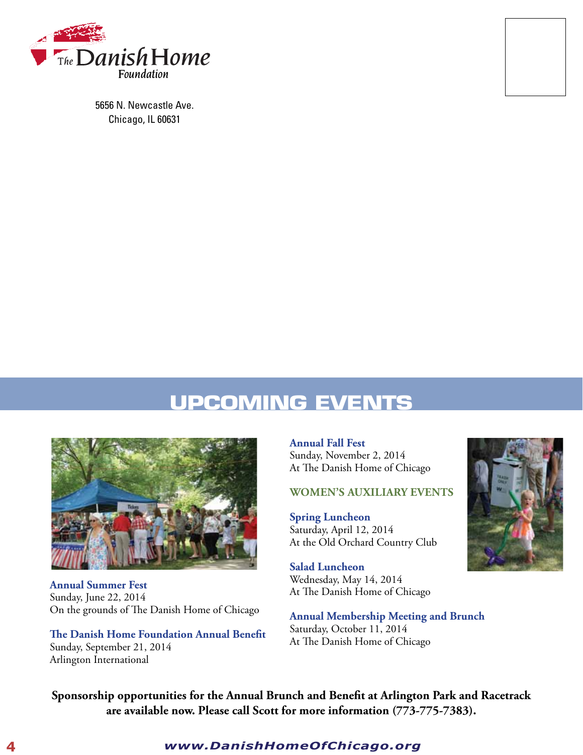The Danish Home Foundation

5656 N. Newcastle Ave.
Chicago, IL 60631

## UPCOMING EVENTS

**Annual Summer Fest**
Sunday, June 22, 2014
On the grounds of The Danish Home of Chicago

**The Danish Home Foundation Annual Benefit**
Sunday, September 21, 2014
Arlington International

**Annual Fall Fest**
Sunday, November 2, 2014
At The Danish Home of Chicago

### WOMEN'S AUXILIARY EVENTS

**Spring Luncheon**
Saturday, April 12, 2014
At the Old Orchard Country Club

**Salad Luncheon**
Wednesday, May 14, 2014
At The Danish Home of Chicago

**Annual Membership Meeting and Brunch**
Saturday, October 11, 2014
At The Danish Home of Chicago

**Sponsorship opportunities for the Annual Brunch and Benefit at Arlington Park and Racetrack are available now. Please call Scott for more information (773-775-7383).**

www.DanishHomeOfChicago.org